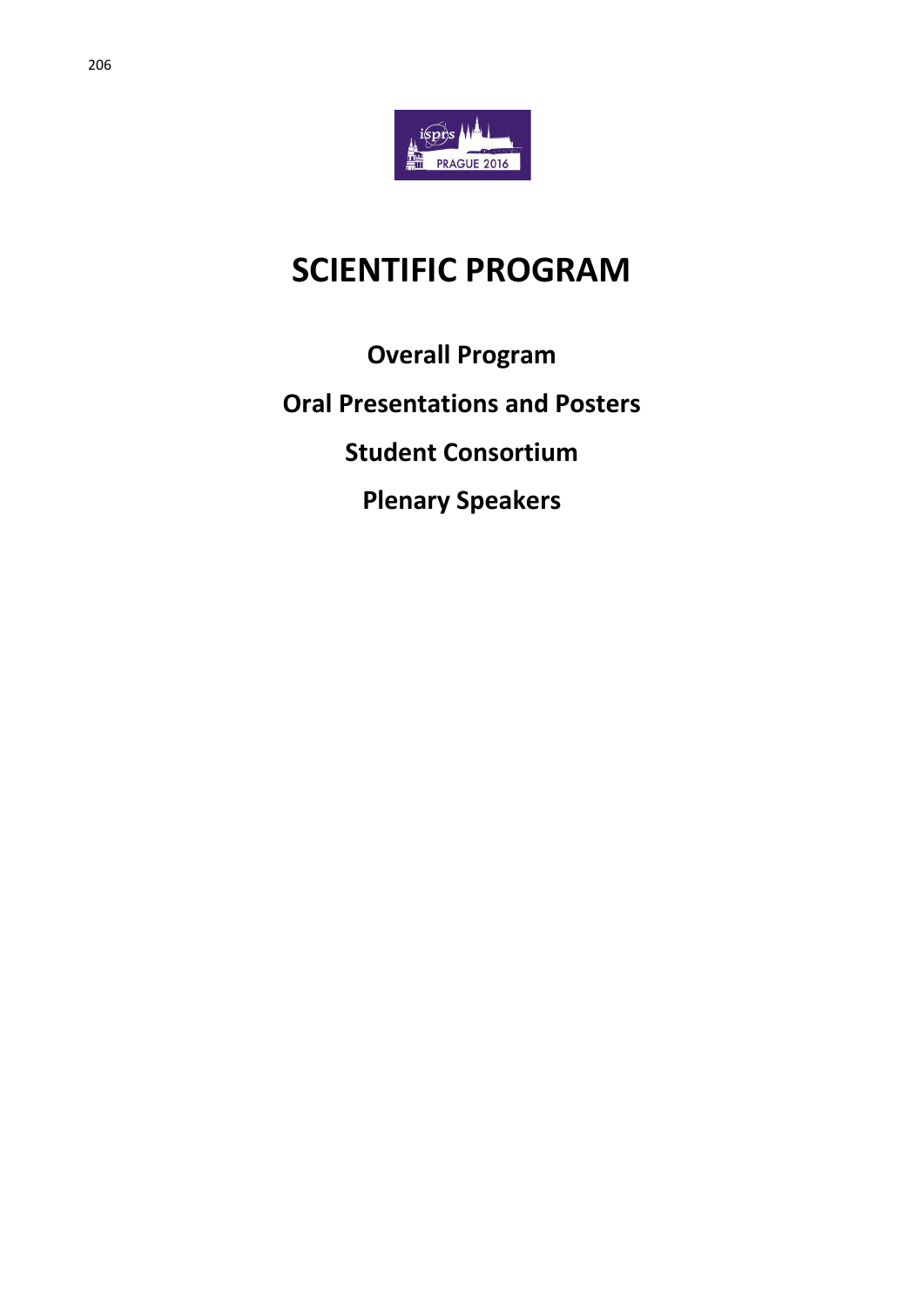# SCIENTIFIC PROGRAM

**Overall Program**

**Oral Presentations and Posters**

**Student Consortium**

**Plenary Speakers**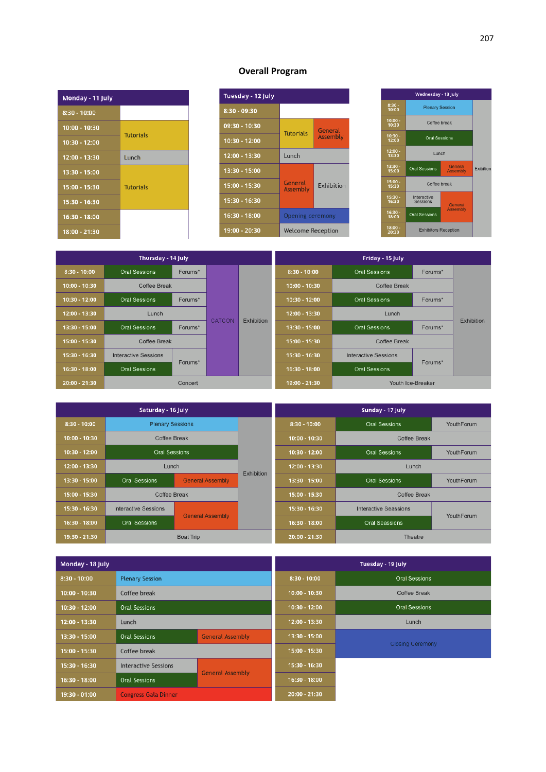# Overall Program

**Monday - 11 July**

| Time | |
|---|---|
| 8:30 - 10:00 | |
| 10:00 - 10:30 | Tutorials |
| 10:30 - 12:00 | Tutorials |
| 12:00 - 13:30 | Lunch |
| 13:30 - 15:00 | Tutorials |
| 15:00 - 15:30 | Tutorials |
| 15:30 - 16:30 | Tutorials |
| 16:30 - 18:00 | |
| 18:00 - 21:30 | |

**Tuesday - 12 July**

| Time | | |
|---|---|---|
| 8:30 - 09:30 | | |
| 09:30 - 10:30 | Tutorials | General Assembly |
| 10:30 - 12:00 | Tutorials | General Assembly |
| 12:00 - 13:30 | Lunch | |
| 13:30 - 15:00 | General Assembly | Exhibition |
| 15:00 - 15:30 | General Assembly | Exhibition |
| 15:30 - 16:30 | General Assembly | Exhibition |
| 16:30 - 18:00 | Opening ceremony | |
| 19:00 - 20:30 | Welcome Reception | |

**Wednesday - 13 July**

| Time | | | |
|---|---|---|---|
| 8:30 - 10:00 | Plenary Session | | |
| 10:00 - 10:30 | Coffee break | | |
| 10:30 - 12:00 | Oral Sessions | | |
| 12:00 - 13:30 | Lunch | | |
| 13:30 - 15:00 | Oral Sessions | General Assembly | Exibition |
| 15:00 - 15:30 | Coffee break | | Exibition |
| 15:30 - 16:30 | Interactive Sessions | General Assembly | Exibition |
| 16:30 - 18:00 | Oral Sessions | General Assembly | Exibition |
| 18:00 - 20:30 | Exhibitors Reception | | |

**Thursday - 14 July**

| Time | | | | |
|---|---|---|---|---|
| 8:30 - 10:00 | Oral Sessions | Forums* | CATCON | Exhibition |
| 10:00 - 10:30 | Coffee Break | | CATCON | Exhibition |
| 10:30 - 12:00 | Oral Sessions | Forums* | CATCON | Exhibition |
| 12:00 - 13:30 | Lunch | | CATCON | Exhibition |
| 13:30 - 15:00 | Oral Sessions | Forums* | CATCON | Exhibition |
| 15:00 - 15:30 | Coffee Break | | CATCON | Exhibition |
| 15:30 - 16:30 | Interactive Sessions | Forums* | CATCON | Exhibition |
| 16:30 - 18:00 | Oral Sessions | Forums* | CATCON | Exhibition |
| 20:00 - 21:30 | Concert | | | |

**Friday - 15 July**

| Time | | | |
|---|---|---|---|
| 8:30 - 10:00 | Oral Sessions | Forums* | Exhibition |
| 10:00 - 10:30 | Coffee Break | | Exhibition |
| 10:30 - 12:00 | Oral Sessions | Forums* | Exhibition |
| 12:00 - 13:30 | Lunch | | Exhibition |
| 13:30 - 15:00 | Oral Sessions | Forums* | Exhibition |
| 15:00 - 15:30 | Coffee Break | | Exhibition |
| 15:30 - 16:30 | Interactive Sessions | Forums* | Exhibition |
| 16:30 - 18:00 | Oral Sessions | Forums* | Exhibition |
| 19:00 - 21:30 | Youth Ice-Breaker | | |

**Saturday - 16 July**

| Time | | | |
|---|---|---|---|
| 8:30 - 10:00 | Plenary Sessions | | Exhibition |
| 10:00 - 10:30 | Coffee Break | | Exhibition |
| 10:30 - 12:00 | Oral Sessions | | Exhibition |
| 12:00 - 13:30 | Lunch | | Exhibition |
| 13:30 - 15:00 | Oral Sessions | General Assembly | Exhibition |
| 15:00 - 15:30 | Coffee Break | | Exhibition |
| 15:30 - 16:30 | Interactive Sessions | General Assembly | Exhibition |
| 16:30 - 18:00 | Oral Sessions | General Assembly | Exhibition |
| 19:30 - 21:30 | Boat Trip | | |

**Sunday - 17 July**

| Time | | |
|---|---|---|
| 8:30 - 10:00 | Oral Sessions | YouthForum |
| 10:00 - 10:30 | Coffee Break | |
| 10:30 - 12:00 | Oral Sessions | YouthForum |
| 12:00 - 13:30 | Lunch | |
| 13:30 - 15:00 | Oral Sessions | YouthForum |
| 15:00 - 15:30 | Coffee Break | |
| 15:30 - 16:30 | Interactive Seassions | YouthForum |
| 16:30 - 18:00 | Oral Seassions | YouthForum |
| 20:00 - 21:30 | Theatre | |

**Monday - 18 July**

| Time | | |
|---|---|---|
| 8:30 - 10:00 | Plenary Session | |
| 10:00 - 10:30 | Coffee break | |
| 10:30 - 12:00 | Oral Sessions | |
| 12:00 - 13:30 | Lunch | |
| 13:30 - 15:00 | Oral Sessions | General Assembly |
| 15:00 - 15:30 | Coffee break | |
| 15:30 - 16:30 | Interactive Sessions | General Assembly |
| 16:30 - 18:00 | Oral Sessions | General Assembly |
| 19:30 - 01:00 | Congress Gala Dinner | |

**Tuesday - 19 July**

| Time | |
|---|---|
| 8:30 - 10:00 | Oral Sessions |
| 10:00 - 10:30 | Coffee Break |
| 10:30 - 12:00 | Oral Sessions |
| 12:00 - 13:30 | Lunch |
| 13:30 - 15:00 | Closing Ceremony |
| 15:00 - 15:30 | Closing Ceremony |
| 15:30 - 16:30 | |
| 16:30 - 18:00 | |
| 20:00 - 21:30 | |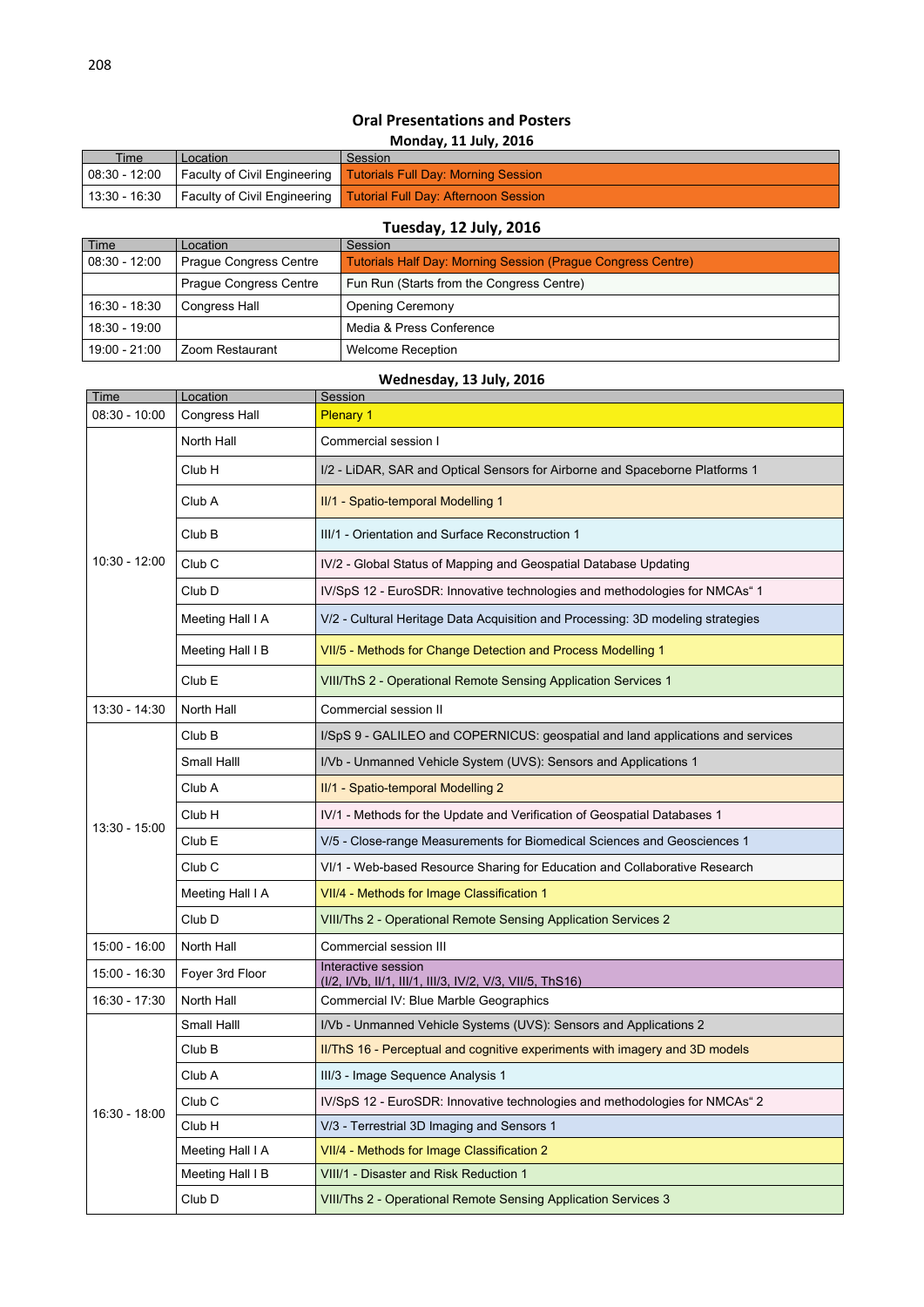## Oral Presentations and Posters

### Monday, 11 July, 2016

| Time | Location | Session |
|---|---|---|
| 08:30 - 12:00 | Faculty of Civil Engineering | Tutorials Full Day: Morning Session |
| 13:30 - 16:30 | Faculty of Civil Engineering | Tutorial Full Day: Afternoon Session |

### Tuesday, 12 July, 2016

| Time | Location | Session |
|---|---|---|
| 08:30 - 12:00 | Prague Congress Centre | Tutorials Half Day: Morning Session (Prague Congress Centre) |
| | Prague Congress Centre | Fun Run (Starts from the Congress Centre) |
| 16:30 - 18:30 | Congress Hall | Opening Ceremony |
| 18:30 - 19:00 | | Media & Press Conference |
| 19:00 - 21:00 | Zoom Restaurant | Welcome Reception |

### Wednesday, 13 July, 2016

| Time | Location | Session |
|---|---|---|
| 08:30 - 10:00 | Congress Hall | Plenary 1 |
| 10:30 - 12:00 | North Hall | Commercial session I |
| | Club H | I/2 - LiDAR, SAR and Optical Sensors for Airborne and Spaceborne Platforms 1 |
| | Club A | II/1 - Spatio-temporal Modelling 1 |
| | Club B | III/1 - Orientation and Surface Reconstruction 1 |
| | Club C | IV/2 - Global Status of Mapping and Geospatial Database Updating |
| | Club D | IV/SpS 12 - EuroSDR: Innovative technologies and methodologies for NMCAs" 1 |
| | Meeting Hall I A | V/2 - Cultural Heritage Data Acquisition and Processing: 3D modeling strategies |
| | Meeting Hall I B | VII/5 - Methods for Change Detection and Process Modelling 1 |
| | Club E | VIII/ThS 2 - Operational Remote Sensing Application Services 1 |
| 13:30 - 14:30 | North Hall | Commercial session II |
| 13:30 - 15:00 | Club B | I/SpS 9 - GALILEO and COPERNICUS: geospatial and land applications and services |
| | Small Halll | I/Vb - Unmanned Vehicle System (UVS): Sensors and Applications 1 |
| | Club A | II/1 - Spatio-temporal Modelling 2 |
| | Club H | IV/1 - Methods for the Update and Verification of Geospatial Databases 1 |
| | Club E | V/5 - Close-range Measurements for Biomedical Sciences and Geosciences 1 |
| | Club C | VI/1 - Web-based Resource Sharing for Education and Collaborative Research |
| | Meeting Hall I A | VII/4 - Methods for Image Classification 1 |
| | Club D | VIII/Ths 2 - Operational Remote Sensing Application Services 2 |
| 15:00 - 16:00 | North Hall | Commercial session III |
| 15:00 - 16:30 | Foyer 3rd Floor | Interactive session (I/2, I/Vb, II/1, III/3, IV/2, V/3, VII/5, ThS16) |
| 16:30 - 17:30 | North Hall | Commercial IV: Blue Marble Geographics |
| 16:30 - 18:00 | Small Halll | I/Vb - Unmanned Vehicle Systems (UVS): Sensors and Applications 2 |
| | Club B | II/ThS 16 - Perceptual and cognitive experiments with imagery and 3D models |
| | Club A | III/3 - Image Sequence Analysis 1 |
| | Club C | IV/SpS 12 - EuroSDR: Innovative technologies and methodologies for NMCAs" 2 |
| | Club H | V/3 - Terrestrial 3D Imaging and Sensors 1 |
| | Meeting Hall I A | VII/4 - Methods for Image Classification 2 |
| | Meeting Hall I B | VIII/1 - Disaster and Risk Reduction 1 |
| | Club D | VIII/Ths 2 - Operational Remote Sensing Application Services 3 |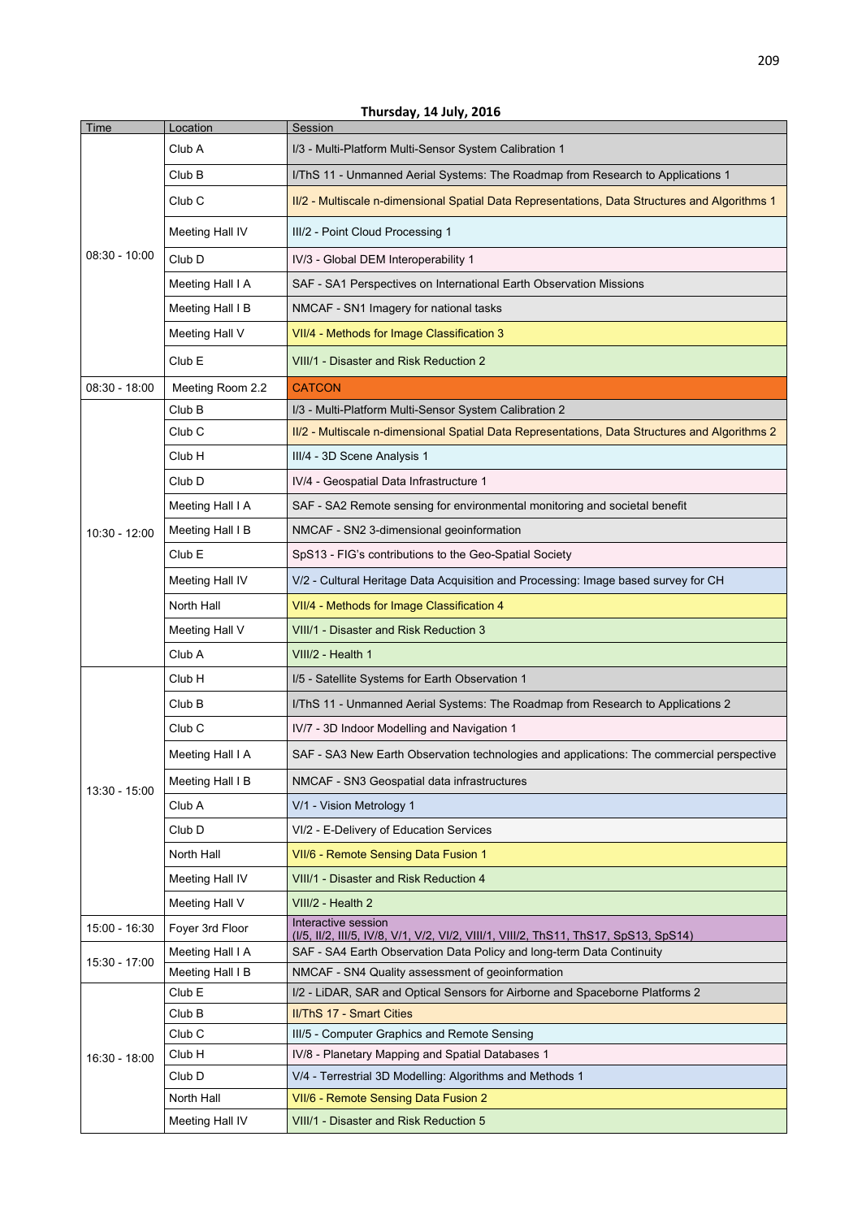**Thursday, 14 July, 2016**

| Time | Location | Session |
| --- | --- | --- |
| 08:30 - 10:00 | Club A | I/3 - Multi-Platform Multi-Sensor System Calibration 1 |
| | Club B | I/ThS 11 - Unmanned Aerial Systems: The Roadmap from Research to Applications 1 |
| | Club C | II/2 - Multiscale n-dimensional Spatial Data Representations, Data Structures and Algorithms 1 |
| | Meeting Hall IV | III/2 - Point Cloud Processing 1 |
| | Club D | IV/3 - Global DEM Interoperability 1 |
| | Meeting Hall I A | SAF - SA1 Perspectives on International Earth Observation Missions |
| | Meeting Hall I B | NMCAF - SN1 Imagery for national tasks |
| | Meeting Hall V | VII/4 - Methods for Image Classification 3 |
| | Club E | VIII/1 - Disaster and Risk Reduction 2 |
| 08:30 - 18:00 | Meeting Room 2.2 | CATCON |
| 10:30 - 12:00 | Club B | I/3 - Multi-Platform Multi-Sensor System Calibration 2 |
| | Club C | II/2 - Multiscale n-dimensional Spatial Data Representations, Data Structures and Algorithms 2 |
| | Club H | III/4 - 3D Scene Analysis 1 |
| | Club D | IV/4 - Geospatial Data Infrastructure 1 |
| | Meeting Hall I A | SAF - SA2 Remote sensing for environmental monitoring and societal benefit |
| | Meeting Hall I B | NMCAF - SN2 3-dimensional geoinformation |
| | Club E | SpS13 - FIG's contributions to the Geo-Spatial Society |
| | Meeting Hall IV | V/2 - Cultural Heritage Data Acquisition and Processing: Image based survey for CH |
| | North Hall | VII/4 - Methods for Image Classification 4 |
| | Meeting Hall V | VIII/1 - Disaster and Risk Reduction 3 |
| | Club A | VIII/2 - Health 1 |
| 13:30 - 15:00 | Club H | I/5 - Satellite Systems for Earth Observation 1 |
| | Club B | I/ThS 11 - Unmanned Aerial Systems: The Roadmap from Research to Applications 2 |
| | Club C | IV/7 - 3D Indoor Modelling and Navigation 1 |
| | Meeting Hall I A | SAF - SA3 New Earth Observation technologies and applications: The commercial perspective |
| | Meeting Hall I B | NMCAF - SN3 Geospatial data infrastructures |
| | Club A | V/1 - Vision Metrology 1 |
| | Club D | VI/2 - E-Delivery of Education Services |
| | North Hall | VII/6 - Remote Sensing Data Fusion 1 |
| | Meeting Hall IV | VIII/1 - Disaster and Risk Reduction 4 |
| | Meeting Hall V | VIII/2 - Health 2 |
| 15:00 - 16:30 | Foyer 3rd Floor | Interactive session (I/5, II/2, III/5, IV/8, V/1, V/2, VI/2, VIII/1, VIII/2, ThS11, ThS17, SpS13, SpS14) |
| 15:30 - 17:00 | Meeting Hall I A | SAF - SA4 Earth Observation Data Policy and long-term Data Continuity |
| | Meeting Hall I B | NMCAF - SN4 Quality assessment of geoinformation |
| 16:30 - 18:00 | Club E | I/2 - LiDAR, SAR and Optical Sensors for Airborne and Spaceborne Platforms 2 |
| | Club B | II/ThS 17 - Smart Cities |
| | Club C | III/5 - Computer Graphics and Remote Sensing |
| | Club H | IV/8 - Planetary Mapping and Spatial Databases 1 |
| | Club D | V/4 - Terrestrial 3D Modelling: Algorithms and Methods 1 |
| | North Hall | VII/6 - Remote Sensing Data Fusion 2 |
| | Meeting Hall IV | VIII/1 - Disaster and Risk Reduction 5 |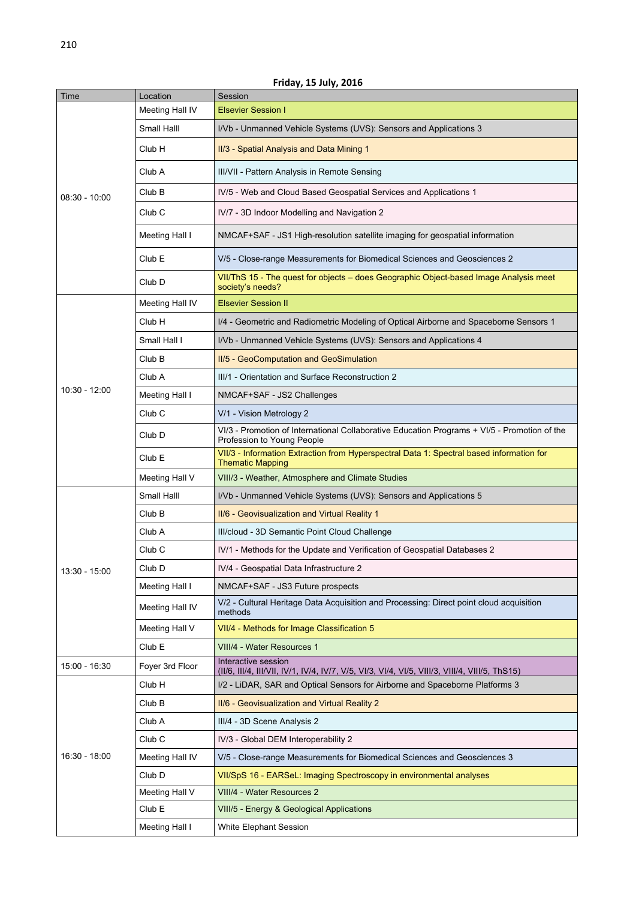## Friday, 15 July, 2016

| Time | Location | Session |
|---|---|---|
| 08:30 - 10:00 | Meeting Hall IV | Elsevier Session I |
| | Small Halll | I/Vb - Unmanned Vehicle Systems (UVS): Sensors and Applications 3 |
| | Club H | II/3 - Spatial Analysis and Data Mining 1 |
| | Club A | III/VII - Pattern Analysis in Remote Sensing |
| | Club B | IV/5 - Web and Cloud Based Geospatial Services and Applications 1 |
| | Club C | IV/7 - 3D Indoor Modelling and Navigation 2 |
| | Meeting Hall I | NMCAF+SAF - JS1 High-resolution satellite imaging for geospatial information |
| | Club E | V/5 - Close-range Measurements for Biomedical Sciences and Geosciences 2 |
| | Club D | VII/ThS 15 - The quest for objects – does Geographic Object-based Image Analysis meet society's needs? |
| 10:30 - 12:00 | Meeting Hall IV | Elsevier Session II |
| | Club H | I/4 - Geometric and Radiometric Modeling of Optical Airborne and Spaceborne Sensors 1 |
| | Small Hall I | I/Vb - Unmanned Vehicle Systems (UVS): Sensors and Applications 4 |
| | Club B | II/5 - GeoComputation and GeoSimulation |
| | Club A | III/1 - Orientation and Surface Reconstruction 2 |
| | Meeting Hall I | NMCAF+SAF - JS2 Challenges |
| | Club C | V/1 - Vision Metrology 2 |
| | Club D | VI/3 - Promotion of International Collaborative Education Programs + VI/5 - Promotion of the Profession to Young People |
| | Club E | VII/3 - Information Extraction from Hyperspectral Data 1: Spectral based information for Thematic Mapping |
| | Meeting Hall V | VIII/3 - Weather, Atmosphere and Climate Studies |
| 13:30 - 15:00 | Small Halll | I/Vb - Unmanned Vehicle Systems (UVS): Sensors and Applications 5 |
| | Club B | II/6 - Geovisualization and Virtual Reality 1 |
| | Club A | III/cloud - 3D Semantic Point Cloud Challenge |
| | Club C | IV/1 - Methods for the Update and Verification of Geospatial Databases 2 |
| | Club D | IV/4 - Geospatial Data Infrastructure 2 |
| | Meeting Hall I | NMCAF+SAF - JS3 Future prospects |
| | Meeting Hall IV | V/2 - Cultural Heritage Data Acquisition and Processing: Direct point cloud acquisition methods |
| | Meeting Hall V | VII/4 - Methods for Image Classification 5 |
| | Club E | VIII/4 - Water Resources 1 |
| 15:00 - 16:30 | Foyer 3rd Floor | Interactive session (II/6, III/4, III/VII, IV/1, IV/4, IV/7, V/5, VI/3, VI/4, VI/5, VIII/3, VIII/4, VIII/5, ThS15) |
| 16:30 - 18:00 | Club H | I/2 - LiDAR, SAR and Optical Sensors for Airborne and Spaceborne Platforms 3 |
| | Club B | II/6 - Geovisualization and Virtual Reality 2 |
| | Club A | III/4 - 3D Scene Analysis 2 |
| | Club C | IV/3 - Global DEM Interoperability 2 |
| | Meeting Hall IV | V/5 - Close-range Measurements for Biomedical Sciences and Geosciences 3 |
| | Club D | VII/SpS 16 - EARSeL: Imaging Spectroscopy in environmental analyses |
| | Meeting Hall V | VIII/4 - Water Resources 2 |
| | Club E | VIII/5 - Energy & Geological Applications |
| | Meeting Hall I | White Elephant Session |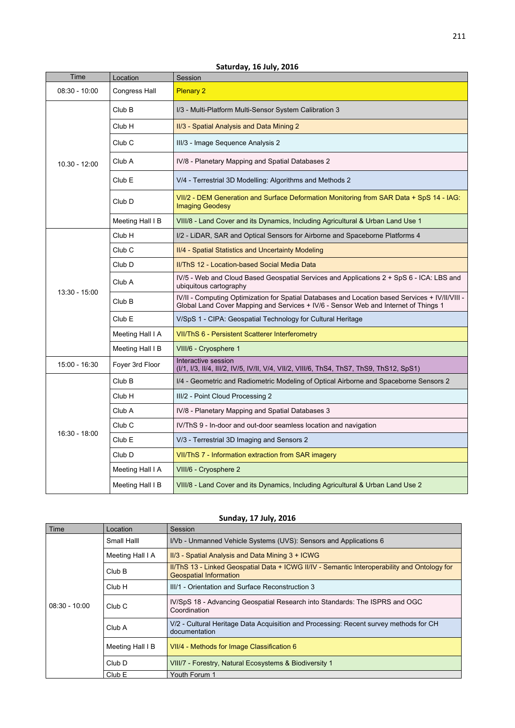**Saturday, 16 July, 2016**

| Time | Location | Session |
|---|---|---|
| 08:30 - 10:00 | Congress Hall | Plenary 2 |
| 10.30 - 12:00 | Club B | I/3 - Multi-Platform Multi-Sensor System Calibration 3 |
| | Club H | II/3 - Spatial Analysis and Data Mining 2 |
| | Club C | III/3 - Image Sequence Analysis 2 |
| | Club A | IV/8 - Planetary Mapping and Spatial Databases 2 |
| | Club E | V/4 - Terrestrial 3D Modelling: Algorithms and Methods 2 |
| | Club D | VII/2 - DEM Generation and Surface Deformation Monitoring from SAR Data + SpS 14 - IAG: Imaging Geodesy |
| | Meeting Hall I B | VIII/8 - Land Cover and its Dynamics, Including Agricultural & Urban Land Use 1 |
| 13:30 - 15:00 | Club H | I/2 - LiDAR, SAR and Optical Sensors for Airborne and Spaceborne Platforms 4 |
| | Club C | II/4 - Spatial Statistics and Uncertainty Modeling |
| | Club D | II/ThS 12 - Location-based Social Media Data |
| | Club A | IV/5 - Web and Cloud Based Geospatial Services and Applications 2 + SpS 6 - ICA: LBS and ubiquitous cartography |
| | Club B | IV/II - Computing Optimization for Spatial Databases and Location based Services + IV/II/VIII - Global Land Cover Mapping and Services + IV/6 - Sensor Web and Internet of Things 1 |
| | Club E | V/SpS 1 - CIPA: Geospatial Technology for Cultural Heritage |
| | Meeting Hall I A | VII/ThS 6 - Persistent Scatterer Interferometry |
| | Meeting Hall I B | VIII/6 - Cryosphere 1 |
| 15:00 - 16:30 | Foyer 3rd Floor | Interactive session (I/1, I/3, II/4, III/2, IV/5, IV/II, V/4, VII/2, VIII/6, ThS4, ThS7, ThS9, ThS12, SpS1) |
| 16:30 - 18:00 | Club B | I/4 - Geometric and Radiometric Modeling of Optical Airborne and Spaceborne Sensors 2 |
| | Club H | III/2 - Point Cloud Processing 2 |
| | Club A | IV/8 - Planetary Mapping and Spatial Databases 3 |
| | Club C | IV/ThS 9 - In-door and out-door seamless location and navigation |
| | Club E | V/3 - Terrestrial 3D Imaging and Sensors 2 |
| | Club D | VII/ThS 7 - Information extraction from SAR imagery |
| | Meeting Hall I A | VIII/6 - Cryosphere 2 |
| | Meeting Hall I B | VIII/8 - Land Cover and its Dynamics, Including Agricultural & Urban Land Use 2 |

**Sunday, 17 July, 2016**

| Time | Location | Session |
|---|---|---|
| 08:30 - 10:00 | Small Halll | I/Vb - Unmanned Vehicle Systems (UVS): Sensors and Applications 6 |
| | Meeting Hall I A | II/3 - Spatial Analysis and Data Mining 3 + ICWG |
| | Club B | II/ThS 13 - Linked Geospatial Data + ICWG II/IV - Semantic Interoperability and Ontology for Geospatial Information |
| | Club H | III/1 - Orientation and Surface Reconstruction 3 |
| | Club C | IV/SpS 18 - Advancing Geospatial Research into Standards: The ISPRS and OGC Coordination |
| | Club A | V/2 - Cultural Heritage Data Acquisition and Processing: Recent survey methods for CH documentation |
| | Meeting Hall I B | VII/4 - Methods for Image Classification 6 |
| | Club D | VIII/7 - Forestry, Natural Ecosystems & Biodiversity 1 |
| | Club E | Youth Forum 1 |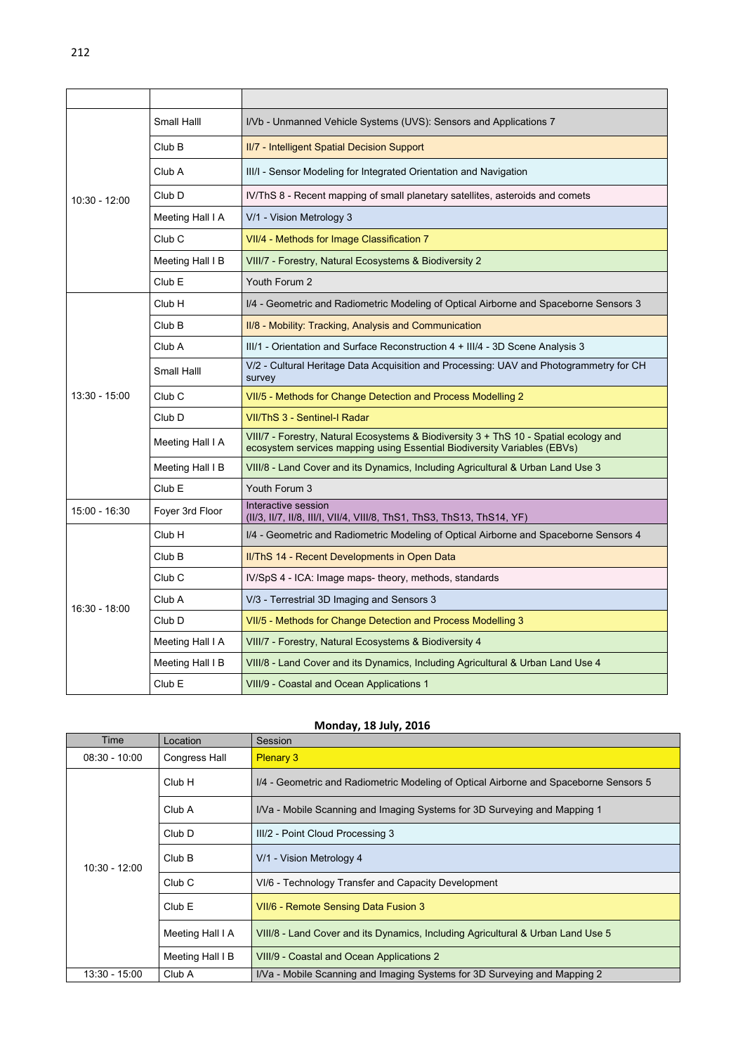| | | |
|---|---|---|
| 10:30 - 12:00 | Small Halll | I/Vb - Unmanned Vehicle Systems (UVS): Sensors and Applications 7 |
| | Club B | II/7 - Intelligent Spatial Decision Support |
| | Club A | III/I - Sensor Modeling for Integrated Orientation and Navigation |
| | Club D | IV/ThS 8 - Recent mapping of small planetary satellites, asteroids and comets |
| | Meeting Hall I A | V/1 - Vision Metrology 3 |
| | Club C | VII/4 - Methods for Image Classification 7 |
| | Meeting Hall I B | VIII/7 - Forestry, Natural Ecosystems & Biodiversity 2 |
| | Club E | Youth Forum 2 |
| 13:30 - 15:00 | Club H | I/4 - Geometric and Radiometric Modeling of Optical Airborne and Spaceborne Sensors 3 |
| | Club B | II/8 - Mobility: Tracking, Analysis and Communication |
| | Club A | III/1 - Orientation and Surface Reconstruction 4 + III/4 - 3D Scene Analysis 3 |
| | Small Halll | V/2 - Cultural Heritage Data Acquisition and Processing: UAV and Photogrammetry for CH survey |
| | Club C | VII/5 - Methods for Change Detection and Process Modelling 2 |
| | Club D | VII/ThS 3 - Sentinel-I Radar |
| | Meeting Hall I A | VIII/7 - Forestry, Natural Ecosystems & Biodiversity 3 + ThS 10 - Spatial ecology and ecosystem services mapping using Essential Biodiversity Variables (EBVs) |
| | Meeting Hall I B | VIII/8 - Land Cover and its Dynamics, Including Agricultural & Urban Land Use 3 |
| | Club E | Youth Forum 3 |
| 15:00 - 16:30 | Foyer 3rd Floor | Interactive session (II/3, II/7, II/8, III/I, VII/4, VIII/8, ThS1, ThS3, ThS13, ThS14, YF) |
| 16:30 - 18:00 | Club H | I/4 - Geometric and Radiometric Modeling of Optical Airborne and Spaceborne Sensors 4 |
| | Club B | II/ThS 14 - Recent Developments in Open Data |
| | Club C | IV/SpS 4 - ICA: Image maps- theory, methods, standards |
| | Club A | V/3 - Terrestrial 3D Imaging and Sensors 3 |
| | Club D | VII/5 - Methods for Change Detection and Process Modelling 3 |
| | Meeting Hall I A | VIII/7 - Forestry, Natural Ecosystems & Biodiversity 4 |
| | Meeting Hall I B | VIII/8 - Land Cover and its Dynamics, Including Agricultural & Urban Land Use 4 |
| | Club E | VIII/9 - Coastal and Ocean Applications 1 |

**Monday, 18 July, 2016**

| Time | Location | Session |
|---|---|---|
| 08:30 - 10:00 | Congress Hall | Plenary 3 |
| 10:30 - 12:00 | Club H | I/4 - Geometric and Radiometric Modeling of Optical Airborne and Spaceborne Sensors 5 |
| | Club A | I/Va - Mobile Scanning and Imaging Systems for 3D Surveying and Mapping 1 |
| | Club D | III/2 - Point Cloud Processing 3 |
| | Club B | V/1 - Vision Metrology 4 |
| | Club C | VI/6 - Technology Transfer and Capacity Development |
| | Club E | VII/6 - Remote Sensing Data Fusion 3 |
| | Meeting Hall I A | VIII/8 - Land Cover and its Dynamics, Including Agricultural & Urban Land Use 5 |
| | Meeting Hall I B | VIII/9 - Coastal and Ocean Applications 2 |
| 13:30 - 15:00 | Club A | I/Va - Mobile Scanning and Imaging Systems for 3D Surveying and Mapping 2 |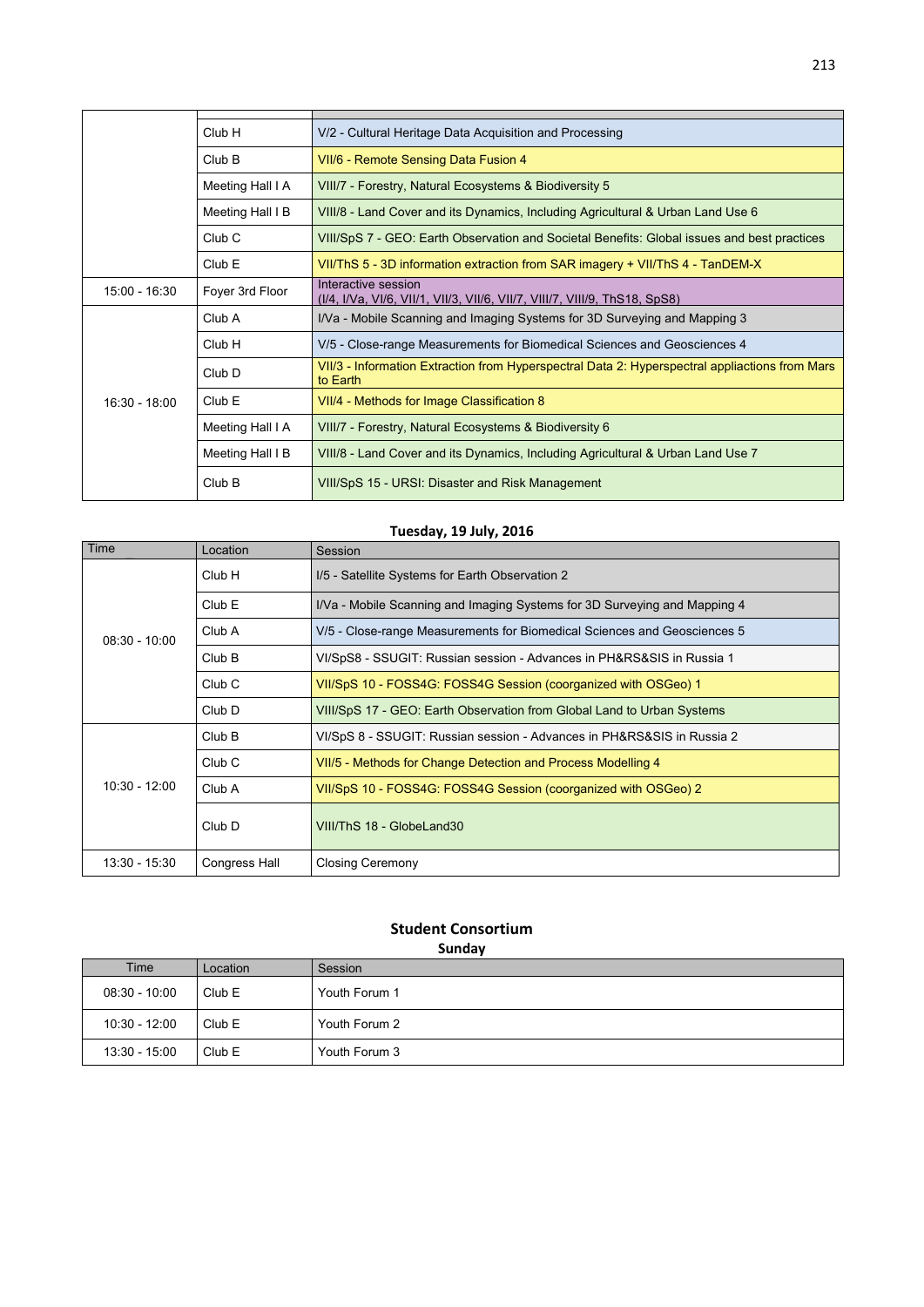| | | |
|---|---|---|
| | Club H | V/2 - Cultural Heritage Data Acquisition and Processing |
| | Club B | VII/6 - Remote Sensing Data Fusion 4 |
| | Meeting Hall I A | VIII/7 - Forestry, Natural Ecosystems & Biodiversity 5 |
| | Meeting Hall I B | VIII/8 - Land Cover and its Dynamics, Including Agricultural & Urban Land Use 6 |
| | Club C | VIII/SpS 7 - GEO: Earth Observation and Societal Benefits: Global issues and best practices |
| | Club E | VII/ThS 5 - 3D information extraction from SAR imagery + VII/ThS 4 - TanDEM-X |
| 15:00 - 16:30 | Foyer 3rd Floor | Interactive session (I/4, I/Va, VI/6, VII/1, VII/3, VII/6, VII/7, VIII/7, VIII/9, ThS18, SpS8) |
| 16:30 - 18:00 | Club A | I/Va - Mobile Scanning and Imaging Systems for 3D Surveying and Mapping 3 |
| | Club H | V/5 - Close-range Measurements for Biomedical Sciences and Geosciences 4 |
| | Club D | VII/3 - Information Extraction from Hyperspectral Data 2: Hyperspectral appliactions from Mars to Earth |
| | Club E | VII/4 - Methods for Image Classification 8 |
| | Meeting Hall I A | VIII/7 - Forestry, Natural Ecosystems & Biodiversity 6 |
| | Meeting Hall I B | VIII/8 - Land Cover and its Dynamics, Including Agricultural & Urban Land Use 7 |
| | Club B | VIII/SpS 15 - URSI: Disaster and Risk Management |

## Tuesday, 19 July, 2016

| Time | Location | Session |
|---|---|---|
| 08:30 - 10:00 | Club H | I/5 - Satellite Systems for Earth Observation 2 |
| | Club E | I/Va - Mobile Scanning and Imaging Systems for 3D Surveying and Mapping 4 |
| | Club A | V/5 - Close-range Measurements for Biomedical Sciences and Geosciences 5 |
| | Club B | VI/SpS8 - SSUGIT: Russian session - Advances in PH&RS&SIS in Russia 1 |
| | Club C | VII/SpS 10 - FOSS4G: FOSS4G Session (coorganized with OSGeo) 1 |
| | Club D | VIII/SpS 17 - GEO: Earth Observation from Global Land to Urban Systems |
| 10:30 - 12:00 | Club B | VI/SpS 8 - SSUGIT: Russian session - Advances in PH&RS&SIS in Russia 2 |
| | Club C | VII/5 - Methods for Change Detection and Process Modelling 4 |
| | Club A | VII/SpS 10 - FOSS4G: FOSS4G Session (coorganized with OSGeo) 2 |
| | Club D | VIII/ThS 18 - GlobeLand30 |
| 13:30 - 15:30 | Congress Hall | Closing Ceremony |

## Student Consortium

### Sunday

| Time | Location | Session |
|---|---|---|
| 08:30 - 10:00 | Club E | Youth Forum 1 |
| 10:30 - 12:00 | Club E | Youth Forum 2 |
| 13:30 - 15:00 | Club E | Youth Forum 3 |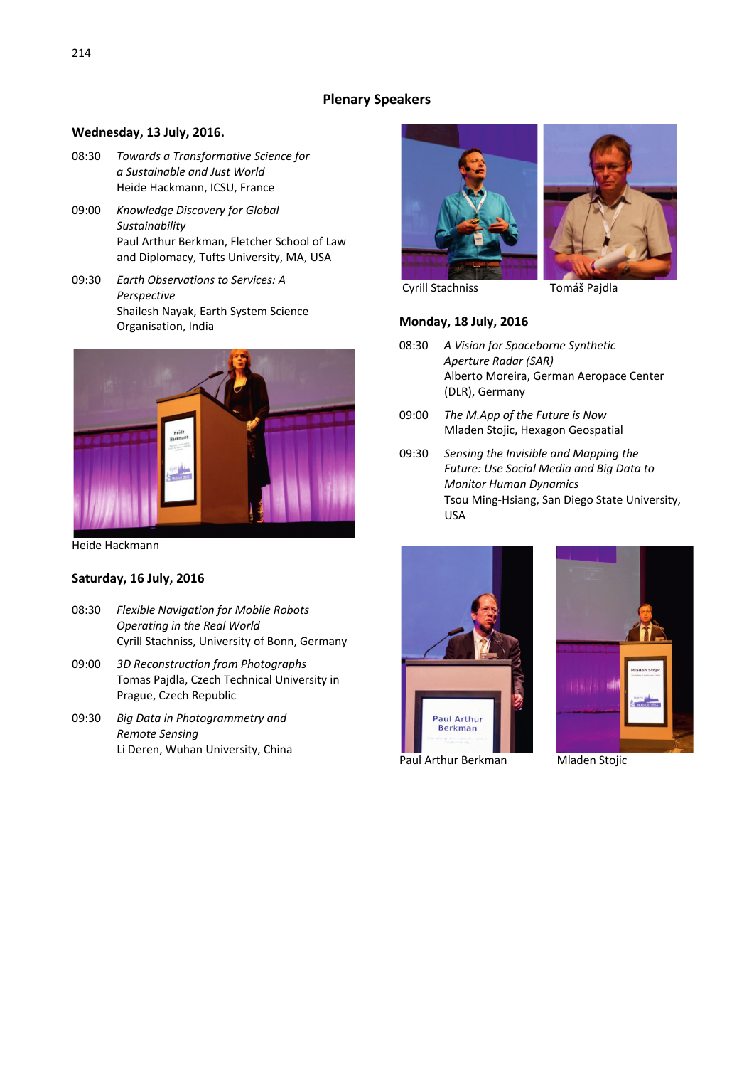## Plenary Speakers

### Wednesday, 13 July, 2016.

08:30 *Towards a Transformative Science for a Sustainable and Just World*
Heide Hackmann, ICSU, France

09:00 *Knowledge Discovery for Global Sustainability*
Paul Arthur Berkman, Fletcher School of Law and Diplomacy, Tufts University, MA, USA

09:30 *Earth Observations to Services: A Perspective*
Shailesh Nayak, Earth System Science Organisation, India

Heide Hackmann

### Saturday, 16 July, 2016

08:30 *Flexible Navigation for Mobile Robots Operating in the Real World*
Cyrill Stachniss, University of Bonn, Germany

09:00 *3D Reconstruction from Photographs*
Tomas Pajdla, Czech Technical University in Prague, Czech Republic

09:30 *Big Data in Photogrammetry and Remote Sensing*
Li Deren, Wuhan University, China

Cyrill Stachniss

Tomáš Pajdla

### Monday, 18 July, 2016

08:30 *A Vision for Spaceborne Synthetic Aperture Radar (SAR)*
Alberto Moreira, German Aeropace Center (DLR), Germany

09:00 *The M.App of the Future is Now*
Mladen Stojic, Hexagon Geospatial

09:30 *Sensing the Invisible and Mapping the Future: Use Social Media and Big Data to Monitor Human Dynamics*
Tsou Ming-Hsiang, San Diego State University, USA

Paul Arthur Berkman

Mladen Stojic